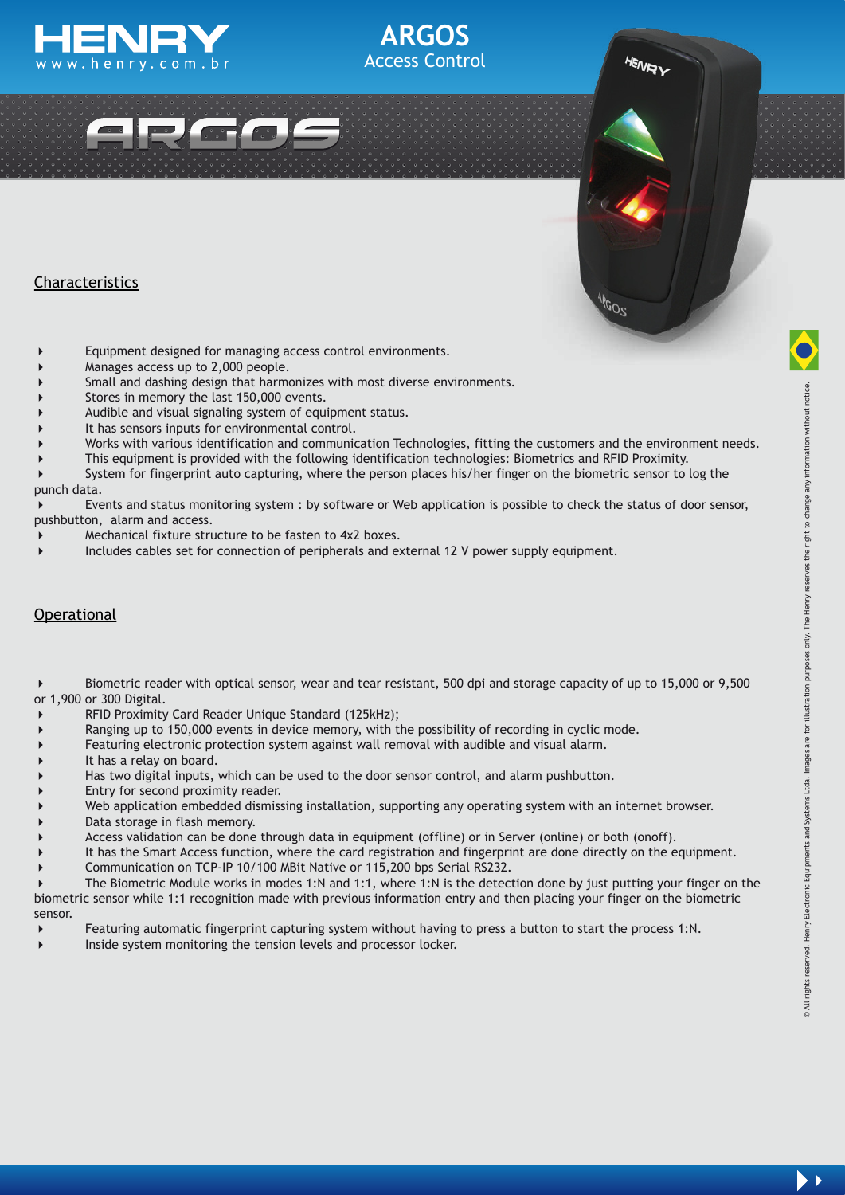# ARGOS
## Access Control

## Characteristics

- Equipment designed for managing access control environments.
- Manages access up to 2,000 people.
- Small and dashing design that harmonizes with most diverse environments.
- Stores in memory the last 150,000 events.
- Audible and visual signaling system of equipment status.
- It has sensors inputs for environmental control.
- Works with various identification and communication Technologies, fitting the customers and the environment needs.
- This equipment is provided with the following identification technologies: Biometrics and RFID Proximity.
- System for fingerprint auto capturing, where the person places his/her finger on the biometric sensor to log the punch data.
- Events and status monitoring system : by software or Web application is possible to check the status of door sensor, pushbutton, alarm and access.
- Mechanical fixture structure to be fasten to 4x2 boxes.
- Includes cables set for connection of peripherals and external 12 V power supply equipment.

## Operational

- Biometric reader with optical sensor, wear and tear resistant, 500 dpi and storage capacity of up to 15,000 or 9,500 or 1,900 or 300 Digital.
- RFID Proximity Card Reader Unique Standard (125kHz);
- Ranging up to 150,000 events in device memory, with the possibility of recording in cyclic mode.
- Featuring electronic protection system against wall removal with audible and visual alarm.
- It has a relay on board.
- Has two digital inputs, which can be used to the door sensor control, and alarm pushbutton.
- Entry for second proximity reader.
- Web application embedded dismissing installation, supporting any operating system with an internet browser.
- Data storage in flash memory.
- Access validation can be done through data in equipment (offline) or in Server (online) or both (onoff).
- It has the Smart Access function, where the card registration and fingerprint are done directly on the equipment.
- Communication on TCP-IP 10/100 MBit Native or 115,200 bps Serial RS232.
- The Biometric Module works in modes 1:N and 1:1, where 1:N is the detection done by just putting your finger on the biometric sensor while 1:1 recognition made with previous information entry and then placing your finger on the biometric sensor.
- Featuring automatic fingerprint capturing system without having to press a button to start the process 1:N.
- Inside system monitoring the tension levels and processor locker.

© All rights reserved. Henry Electronic Equipments and Systems Ltda. Images are for illustration purposes only. The Henry reserves the right to change any information without notice.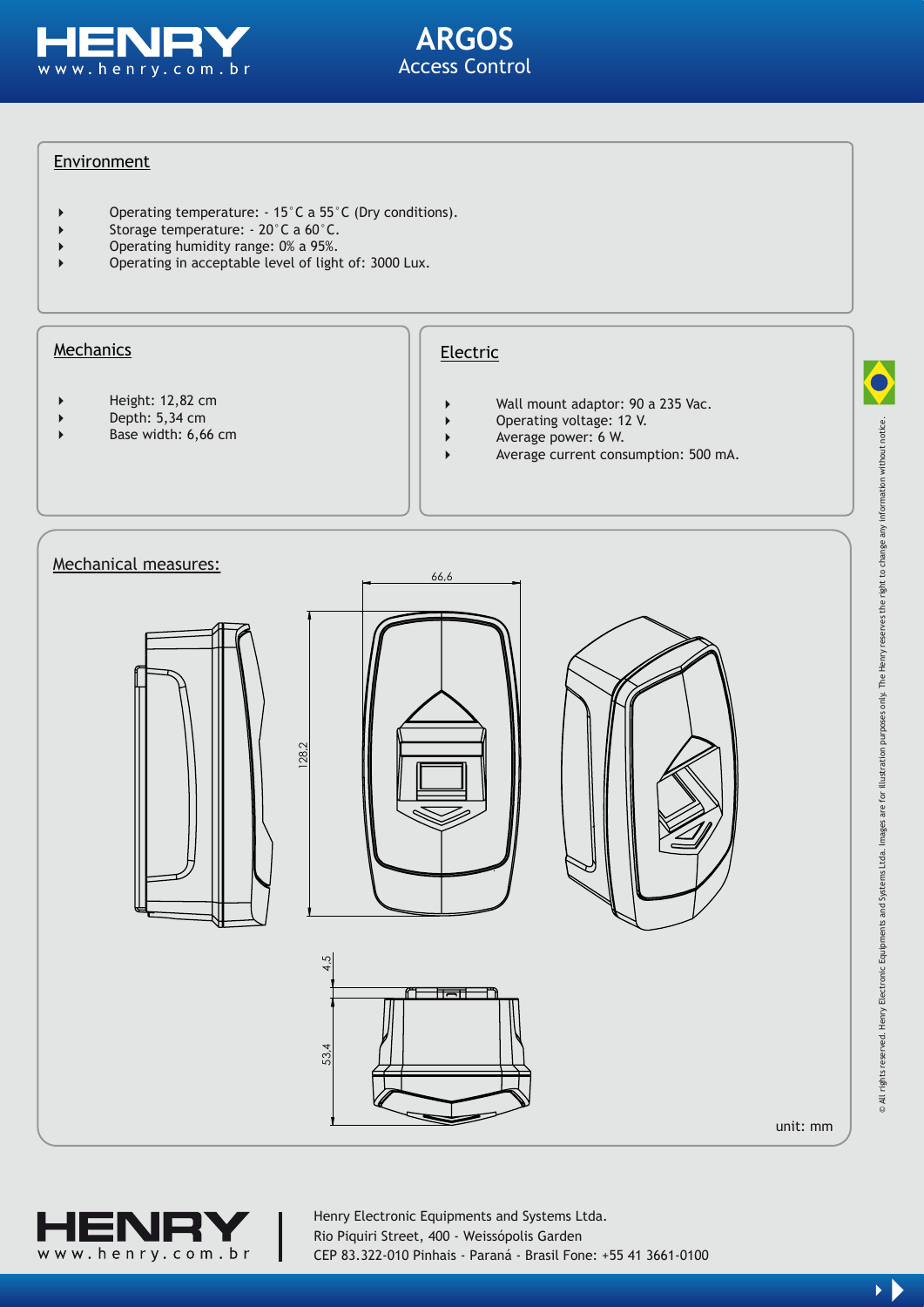# ARGOS
## Access Control

### Environment

- Operating temperature: - 15°C a 55°C (Dry conditions).
- Storage temperature: - 20°C a 60°C.
- Operating humidity range: 0% a 95%.
- Operating in acceptable level of light of: 3000 Lux.

### Mechanics

- Height: 12,82 cm
- Depth: 5,34 cm
- Base width: 6,66 cm

### Electric

- Wall mount adaptor: 90 a 235 Vac.
- Operating voltage: 12 V.
- Average power: 6 W.
- Average current consumption: 500 mA.

### Mechanical measures:

66,6

128,2

4,5

53,4

unit: mm

© All rights reserved. Henry Electronic Equipments and Systems Ltda. Images are for illustration purposes only. The Henry reserves the right to change any information without notice.

Henry Electronic Equipments and Systems Ltda.
Rio Piquiri Street, 400 - Weissópolis Garden
CEP 83.322-010 Pinhais - Paraná - Brasil Fone: +55 41 3661-0100